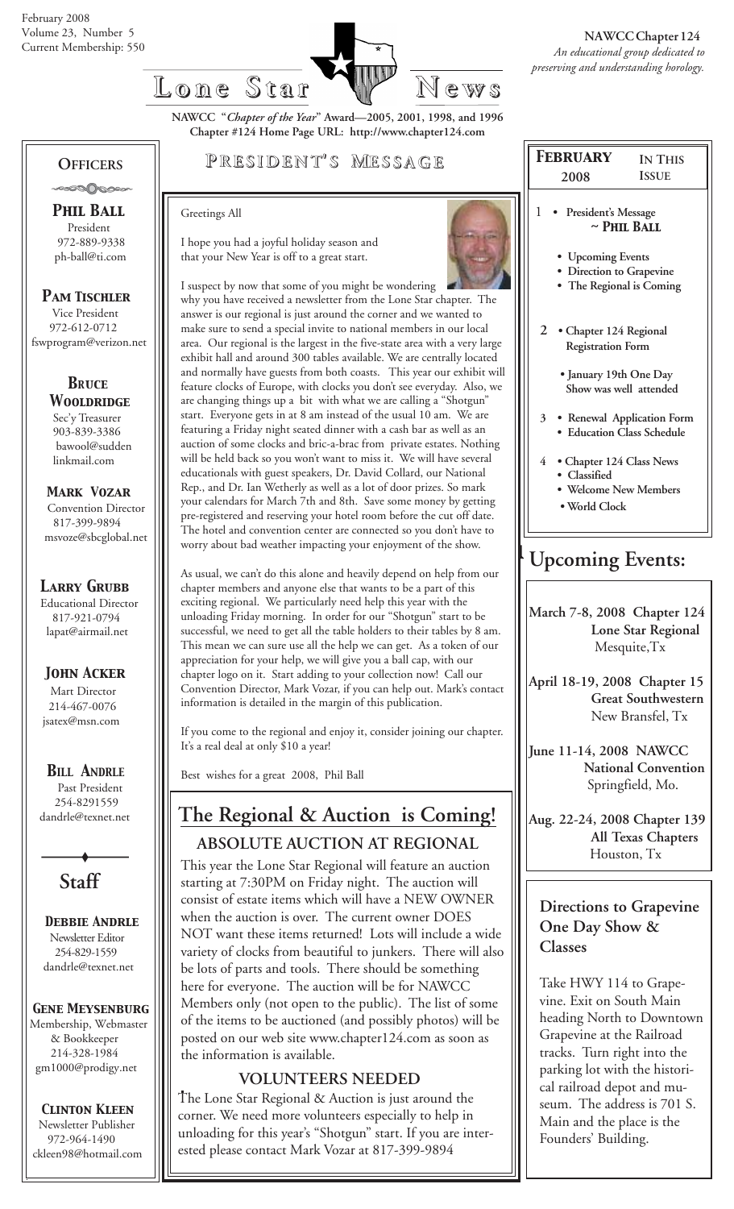February 2008
Volume 23, Number 5
Current Membership: 550

# Lone Star News

**NAWCC Chapter 124**
*An educational group dedicated to preserving and understanding horology.*

**NAWCC "*Chapter of the Year*" Award—2005, 2001, 1998, and 1996**
**Chapter #124 Home Page URL: http://www.chapter124.com**

## President's Message

Greetings All

I hope you had a joyful holiday season and that your New Year is off to a great start.

I suspect by now that some of you might be wondering why you have received a newsletter from the Lone Star chapter. The answer is our regional is just around the corner and we wanted to make sure to send a special invite to national members in our local area. Our regional is the largest in the five-state area with a very large exhibit hall and around 300 tables available. We are centrally located and normally have guests from both coasts. This year our exhibit will feature clocks of Europe, with clocks you don't see everyday. Also, we are changing things up a bit with what we are calling a "Shotgun" start. Everyone gets in at 8 am instead of the usual 10 am. We are featuring a Friday night seated dinner with a cash bar as well as an auction of some clocks and bric-a-brac from private estates. Nothing will be held back so you won't want to miss it. We will have several educationals with guest speakers, Dr. David Collard, our National Rep., and Dr. Ian Wetherly as well as a lot of door prizes. So mark your calendars for March 7th and 8th. Save some money by getting pre-registered and reserving your hotel room before the cut off date. The hotel and convention center are connected so you don't have to worry about bad weather impacting your enjoyment of the show.

As usual, we can't do this alone and heavily depend on help from our chapter members and anyone else that wants to be a part of this exciting regional. We particularly need help this year with the unloading Friday morning. In order for our "Shotgun" start to be successful, we need to get all the table holders to their tables by 8 am. This mean we can sure use all the help we can get. As a token of our appreciation for your help, we will give you a ball cap, with our chapter logo on it. Start adding to your collection now! Call our Convention Director, Mark Vozar, if you can help out. Mark's contact information is detailed in the margin of this publication.

If you come to the regional and enjoy it, consider joining our chapter. It's a real deal at only $10 a year!

Best wishes for a great 2008, Phil Ball

## The Regional & Auction is Coming!

### ABSOLUTE AUCTION AT REGIONAL

This year the Lone Star Regional will feature an auction starting at 7:30PM on Friday night. The auction will consist of estate items which will have a NEW OWNER when the auction is over. The current owner DOES NOT want these items returned! Lots will include a wide variety of clocks from beautiful to junkers. There will also be lots of parts and tools. There should be something here for everyone. The auction will be for NAWCC Members only (not open to the public). The list of some of the items to be auctioned (and possibly photos) will be posted on our web site www.chapter124.com as soon as the information is available.

### VOLUNTEERS NEEDED

The Lone Star Regional & Auction is just around the corner. We need more volunteers especially to help in unloading for this year's "Shotgun" start. If you are interested please contact Mark Vozar at 817-399-9894

## Officers

**Phil Ball**
President
972-889-9338
ph-ball@ti.com

**Pam Tischler**
Vice President
972-612-0712
fswprogram@verizon.net

**Bruce Wooldridge**
Sec'y Treasurer
903-839-3386
bawool@suddenlinkmail.com

**Mark Vozar**
Convention Director
817-399-9894
msvoze@sbcglobal.net

**Larry Grubb**
Educational Director
817-921-0794
lapat@airmail.net

**John Acker**
Mart Director
214-467-0076
jsatex@msn.com

**Bill Andrle**
Past President
254-8291559
dandrle@texnet.net

## Staff

**Debbie Andrle**
Newsletter Editor
254-829-1559
dandrle@texnet.net

**Gene Meysenburg**
Membership, Webmaster & Bookkeeper
214-328-1984
gm1000@prodigy.net

**Clinton Kleen**
Newsletter Publisher
972-964-1490
ckleen98@hotmail.com

## February 2008 — In This Issue

1
- President's Message ~ Phil Ball
- Upcoming Events
- Direction to Grapevine
- The Regional is Coming

2
- Chapter 124 Regional Registration Form
- January 19th One Day Show was well attended

3
- Renewal Application Form
- Education Class Schedule

4
- Chapter 124 Class News
- Classified
- Welcome New Members
- World Clock

## Upcoming Events:

**March 7-8, 2008 Chapter 124 Lone Star Regional**
Mesquite, Tx

**April 18-19, 2008 Chapter 15 Great Southwestern**
New Bransfel, Tx

**June 11-14, 2008 NAWCC National Convention**
Springfield, Mo.

**Aug. 22-24, 2008 Chapter 139 All Texas Chapters**
Houston, Tx

## Directions to Grapevine One Day Show & Classes

Take HWY 114 to Grapevine. Exit on South Main heading North to Downtown Grapevine at the Railroad tracks. Turn right into the parking lot with the historical railroad depot and museum. The address is 701 S. Main and the place is the Founders' Building.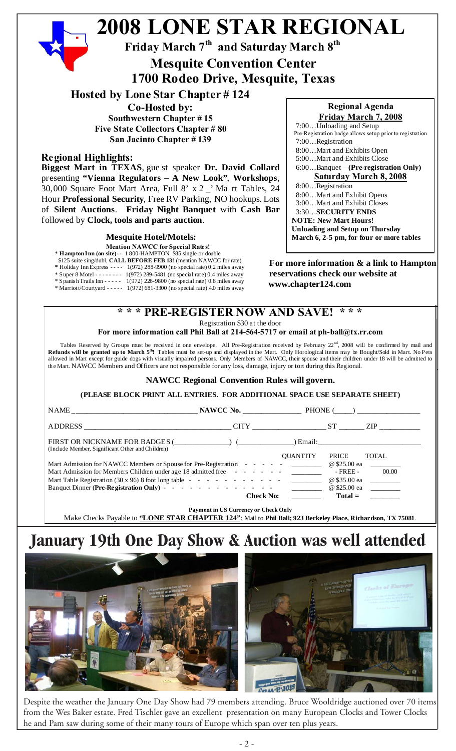# 2008 LONE STAR REGIONAL

**Friday March 7th and Saturday March 8th**

**Mesquite Convention Center**
**1700 Rodeo Drive, Mesquite, Texas**

**Hosted by Lone Star Chapter # 124**

**Co-Hosted by:**
**Southwestern Chapter # 15**
**Five State Collectors Chapter # 80**
**San Jacinto Chapter # 139**

### Regional Highlights:

**Biggest Mart in TEXAS**, guest speaker **Dr. David Collard** presenting **"Vienna Regulators – A New Look"**, **Workshops**, 30,000 Square Foot Mart Area, Full 8' x 2_' Mart Tables, 24 Hour **Professional Security**, Free RV Parking, NO hookups. Lots of **Silent Auctions**. **Friday Night Banquet** with **Cash Bar** followed by **Clock, tools and parts auction**.

### Mesquite Hotel/Motels:

**Mention NAWCC for Special Rates!**

- **Hampton Inn (on site)**- - 1 800-HAMPTON $85 single or double
  $125 suite sing/dubl, **CALL BEFORE FEB 13!** (mention NAWCC for rate)
- Holiday Inn Express - - - - 1(972) 288-9900 (no special rate) 0.2 miles away
- Super 8 Motel - - - - - - - - 1(972) 289-5481 (no special rate) 0.4 miles away
- Spanish Trails Inn - - - - - 1(972) 226-9800 (no special rate) 0.8 miles away
- Marriott/Courtyard - - - - - 1(972) 681-3300 (no special rate) 4.0 miles away

### Regional Agenda

**Friday March 7, 2008**

7:00…Unloading and Setup
Pre-Registration badge allows setup prior to registration
7:00…Registration
8:00…Mart and Exhibits Open
5:00…Mart and Exhibits Close
6:00…Banquet – **(Pre-registration Only)**

**Saturday March 8, 2008**

8:00…Registration
8:00…Mart and Exhibit Opens
3:00…Mart and Exhibit Closes
3:30…**SECURITY ENDS**

**NOTE: New Mart Hours!**
**Unloading and Setup on Thursday March 6, 2-5 pm, for four or more tables**

**For more information & a link to Hampton reservations check our website at www.chapter124.com**

## * * * PRE-REGISTER NOW AND SAVE! * * *

Registration $30 at the door

**For more information call Phil Ball at 214-564-5717 or email at ph-ball@tx.rr.com**

Tables Reserved by Groups must be received in one envelope. All Pre-Registration received by February 22nd, 2008 will be confirmed by mail and **Refunds will be granted up to March 5th!** Tables must be set-up and displayed in the Mart. Only Horological items may be Bought/Sold in Mart. No Pets allowed in Mart except for guide dogs with visually impaired persons. Only Members of NAWCC, their spouse and their children under 18 will be admitted to the Mart. NAWCC Members and Officers are not responsible for any loss, damage, injury or tort during this Regional.

**NAWCC Regional Convention Rules will govern.**

**(PLEASE BLOCK PRINT ALL ENTRIES. FOR ADDITIONAL SPACE USE SEPARATE SHEET)**

NAME ______________________ **NAWCC No.** ____________ PHONE (____) ____________

ADDRESS ______________________ CITY ______________ ST ______ ZIP __________

FIRST OR NICKNAME FOR BADGES (____________) (____________) Email:____________________
(Include Member, Significant Other and Children)

| | QUANTITY | PRICE | TOTAL |
|---|---|---|---|
| Mart Admission for NAWCC Members or Spouse for Pre-Registration | ________ | @ $25.00 ea | ________ |
| Mart Admission for Members Children under age 18 admitted free | ________ | - FREE - | 00.00 |
| Mart Table Registration (30 x 96) 8 foot long table | ________ | @ $35.00 ea | ________ |
| Banquet Dinner (**Pre-Registration Only**) | ________ | @ $25.00 ea | ________ |
| **Check No:** | ________ | **Total =** | ________ |

**Payment in US Currency or Check Only**

Make Checks Payable to **"LONE STAR CHAPTER 124"**: Mail to **Phil Ball; 923 Berkeley Place, Richardson, TX 75081**.

# January 19th One Day Show & Auction was well attended

Despite the weather the January One Day Show had 79 members attending. Bruce Wooldridge auctioned over 70 items from the Wes Baker estate. Fred Tischlet gave an excellent presentation on many European Clocks and Tower Clocks he and Pam saw during some of their many tours of Europe which span over ten plus years.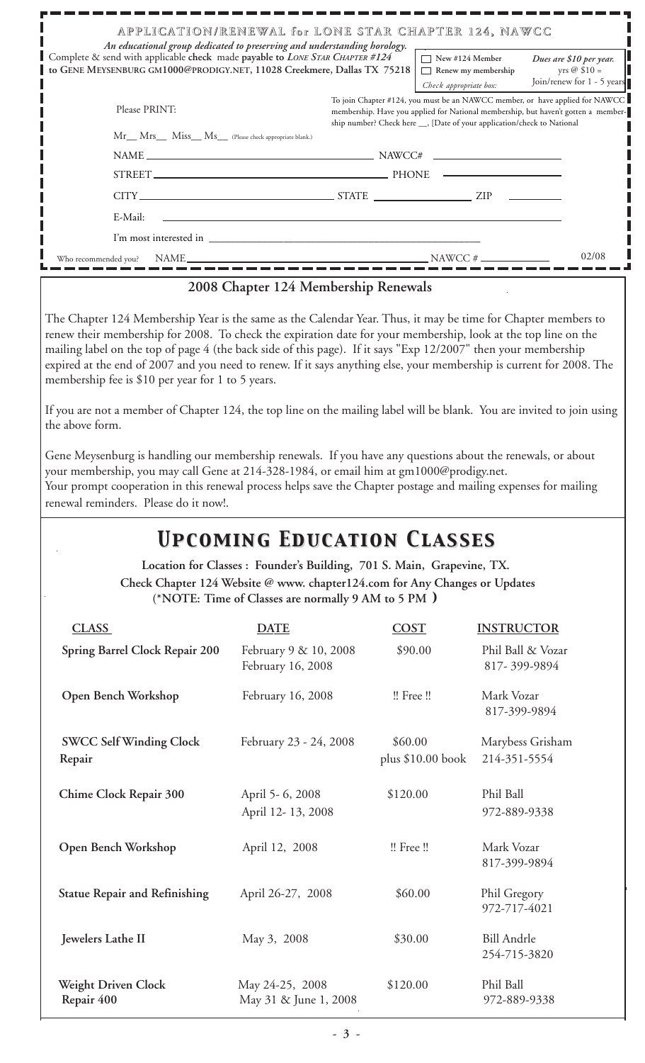## APPLICATION/RENEWAL for LONE STAR CHAPTER 124, NAWCC

*An educational group dedicated to preserving and understanding horology.*

Complete & send with applicable **check** made **payable to** ***Lone Star Chapter #124*** **to Gene Meysenburg gm1000@prodigy.net, 11028 Creekmere, Dallas TX 75218**

☐ New #124 Member
☐ Renew my membership
*Check appropriate box:*

*Dues are $10 per year.*
yrs @ $10 =
Join/renew for 1 - 5 years

Please PRINT:

To join Chapter #124, you must be an NAWCC member, or have applied for NAWCC membership. Have you applied for National membership, but haven't gotten a membership number? Check here __, [Date of your application/check to National

Mr__ Mrs__ Miss__ Ms__ (Please check appropriate blank.)

NAME ______________________ NAWCC# ______________

STREET ______________________ PHONE ______________

CITY ______________ STATE ______________ ZIP ________

E-Mail: ______________________________________

I'm most interested in ______________________________

Who recommended you? NAME ______________________ NAWCC # ____________ 02/08

## 2008 Chapter 124 Membership Renewals

The Chapter 124 Membership Year is the same as the Calendar Year. Thus, it may be time for Chapter members to renew their membership for 2008. To check the expiration date for your membership, look at the top line on the mailing label on the top of page 4 (the back side of this page). If it says "Exp 12/2007" then your membership expired at the end of 2007 and you need to renew. If it says anything else, your membership is current for 2008. The membership fee is $10 per year for 1 to 5 years.

If you are not a member of Chapter 124, the top line on the mailing label will be blank. You are invited to join using the above form.

Gene Meysenburg is handling our membership renewals. If you have any questions about the renewals, or about your membership, you may call Gene at 214-328-1984, or email him at gm1000@prodigy.net.
Your prompt cooperation in this renewal process helps save the Chapter postage and mailing expenses for mailing renewal reminders. Please do it now!.

# *Upcoming Education Classes*

**Location for Classes : Founder's Building, 701 S. Main, Grapevine, TX.**
**Check Chapter 124 Website @ www. chapter124.com for Any Changes or Updates**
**(*NOTE: Time of Classes are normally 9 AM to 5 PM )**

| CLASS | DATE | COST | INSTRUCTOR |
|---|---|---|---|
| **Spring Barrel Clock Repair 200** | February 9 & 10, 2008<br>February 16, 2008 | $90.00 | Phil Ball & Vozar<br>817- 399-9894 |
| **Open Bench Workshop** | February 16, 2008 | !! Free !! | Mark Vozar<br>817-399-9894 |
| **SWCC Self Winding Clock Repair** | February 23 - 24, 2008 | $60.00<br>plus $10.00 book | Marybess Grisham<br>214-351-5554 |
| **Chime Clock Repair 300** | April 5- 6, 2008<br>April 12- 13, 2008 | $120.00 | Phil Ball<br>972-889-9338 |
| **Open Bench Workshop** | April 12, 2008 | !! Free !! | Mark Vozar<br>817-399-9894 |
| **Statue Repair and Refinishing** | April 26-27, 2008 | $60.00 | Phil Gregory<br>972-717-4021 |
| **Jewelers Lathe II** | May 3, 2008 | $30.00 | Bill Andrle<br>254-715-3820 |
| **Weight Driven Clock Repair 400** | May 24-25, 2008<br>May 31 & June 1, 2008 | $120.00 | Phil Ball<br>972-889-9338 |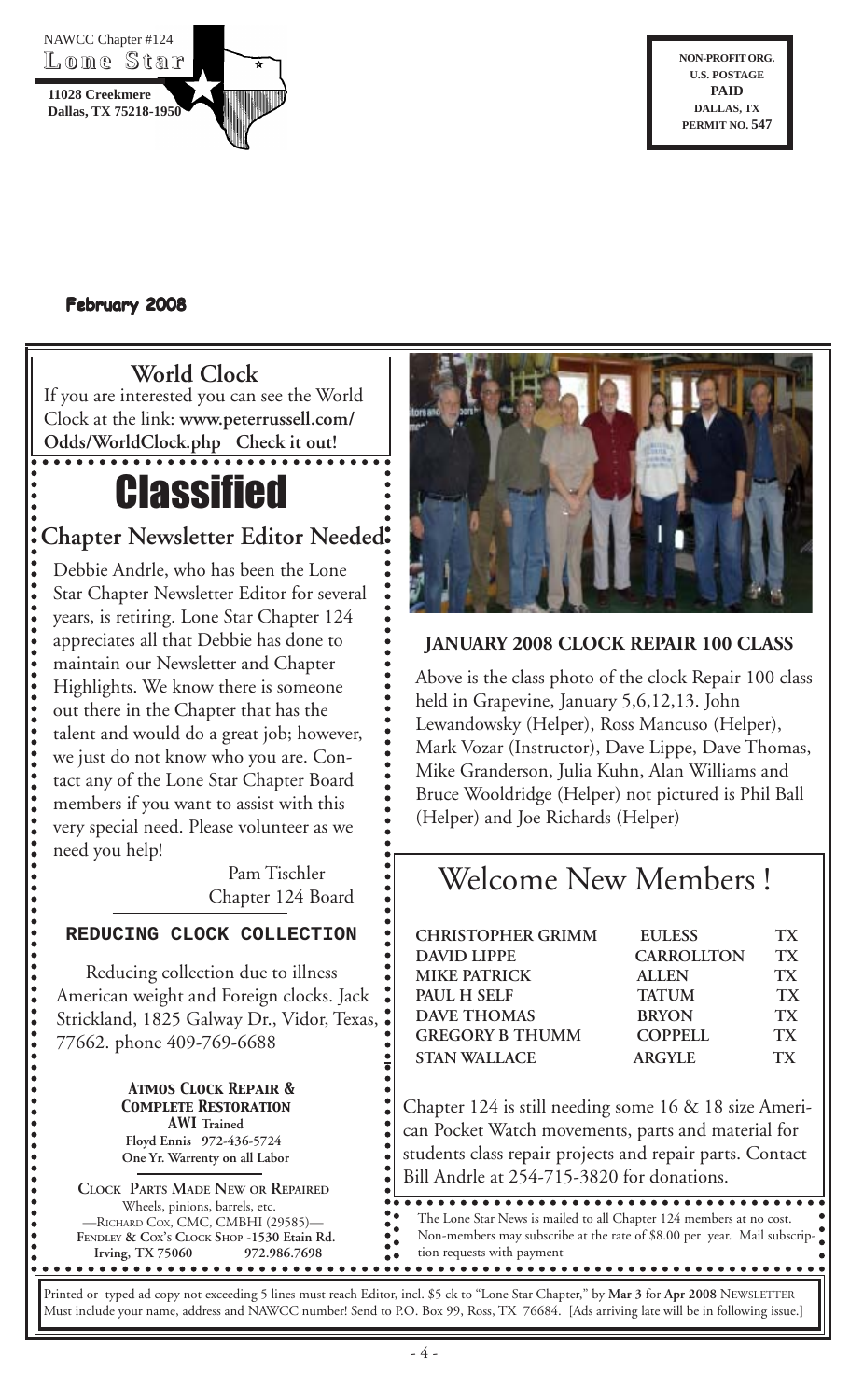NAWCC Chapter #124
Lone Star
11028 Creekmere
Dallas, TX 75218-1950

NON-PROFIT ORG.
U.S. POSTAGE
PAID
DALLAS, TX
PERMIT NO. 547

**February 2008**

## World Clock

If you are interested you can see the World Clock at the link: **www.peterrussell.com/Odds/WorldClock.php Check it out!**

# Classified

## Chapter Newsletter Editor Needed

Debbie Andrle, who has been the Lone Star Chapter Newsletter Editor for several years, is retiring. Lone Star Chapter 124 appreciates all that Debbie has done to maintain our Newsletter and Chapter Highlights. We know there is someone out there in the Chapter that has the talent and would do a great job; however, we just do not know who you are. Contact any of the Lone Star Chapter Board members if you want to assist with this very special need. Please volunteer as we need you help!

Pam Tischler
Chapter 124 Board

**REDUCING CLOCK COLLECTION**

Reducing collection due to illness American weight and Foreign clocks. Jack Strickland, 1825 Galway Dr., Vidor, Texas, 77662. phone 409-769-6688

**ATMOS CLOCK REPAIR & COMPLETE RESTORATION**
**AWI Trained**
**Floyd Ennis 972-436-5724**
**One Yr. Warrenty on all Labor**

**CLOCK PARTS MADE NEW OR REPAIRED**
Wheels, pinions, barrels, etc.
—RICHARD COX, CMC, CMBHI (29585)—
**FENDLEY & COX'S CLOCK SHOP -1530 Etain Rd. Irving, TX 75060 972.986.7698**

**JANUARY 2008 CLOCK REPAIR 100 CLASS**

Above is the class photo of the clock Repair 100 class held in Grapevine, January 5,6,12,13. John Lewandowsky (Helper), Ross Mancuso (Helper), Mark Vozar (Instructor), Dave Lippe, Dave Thomas, Mike Granderson, Julia Kuhn, Alan Williams and Bruce Wooldridge (Helper) not pictured is Phil Ball (Helper) and Joe Richards (Helper)

## Welcome New Members !

| | | |
|---|---|---|
| CHRISTOPHER GRIMM | EULESS | TX |
| DAVID LIPPE | CARROLLTON | TX |
| MIKE PATRICK | ALLEN | TX |
| PAUL H SELF | TATUM | TX |
| DAVE THOMAS | BRYON | TX |
| GREGORY B THUMM | COPPELL | TX |
| STAN WALLACE | ARGYLE | TX |

Chapter 124 is still needing some 16 & 18 size American Pocket Watch movements, parts and material for students class repair projects and repair parts. Contact Bill Andrle at 254-715-3820 for donations.

The Lone Star News is mailed to all Chapter 124 members at no cost. Non-members may subscribe at the rate of $8.00 per year. Mail subscription requests with payment

Printed or typed ad copy not exceeding 5 lines must reach Editor, incl. $5 ck to "Lone Star Chapter," by **Mar 3** for **Apr 2008** NEWSLETTER Must include your name, address and NAWCC number! Send to P.O. Box 99, Ross, TX 76684. [Ads arriving late will be in following issue.]